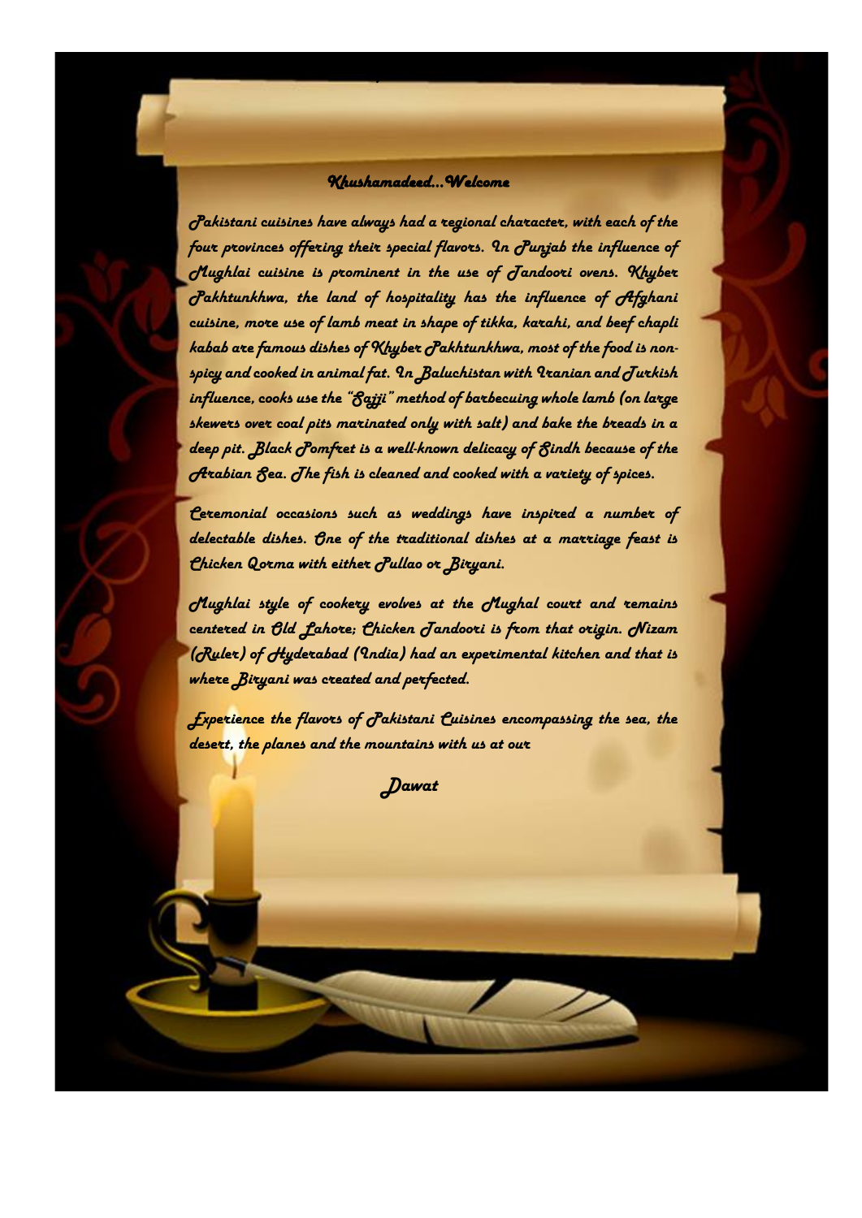## Khushamadeed…Welcome

Pakistani cuisines have always had a regional character, with each of the four provinces offering their special flavors. In Punjab the influence of Mughlai cuisine is prominent in the use of Tandoori ovens. Khyber Pakhtunkhwa, the land of hospitality has the influence of Afghani cuisine, more use of lamb meat in shape of tikka, karahi, and beef chapli kabab are famous dishes of Khyber Pakhtunkhwa, most of the food is non-spicy and cooked in animal fat. In Baluchistan with Iranian and Turkish influence, cooks use the "Sajji" method of barbecuing whole lamb (on large skewers over coal pits marinated only with salt) and bake the breads in a deep pit. Black Pomfret is a well-known delicacy of Sindh because of the Arabian Sea. The fish is cleaned and cooked with a variety of spices.

Ceremonial occasions such as weddings have inspired a number of delectable dishes. One of the traditional dishes at a marriage feast is Chicken Qorma with either Pullao or Biryani.

Mughlai style of cookery evolves at the Mughal court and remains centered in Old Lahore; Chicken Tandoori is from that origin. Nizam (Ruler) of Hyderabad (India) had an experimental kitchen and that is where Biryani was created and perfected.

Experience the flavors of Pakistani Cuisines encompassing the sea, the desert, the planes and the mountains with us at our

**Dawat**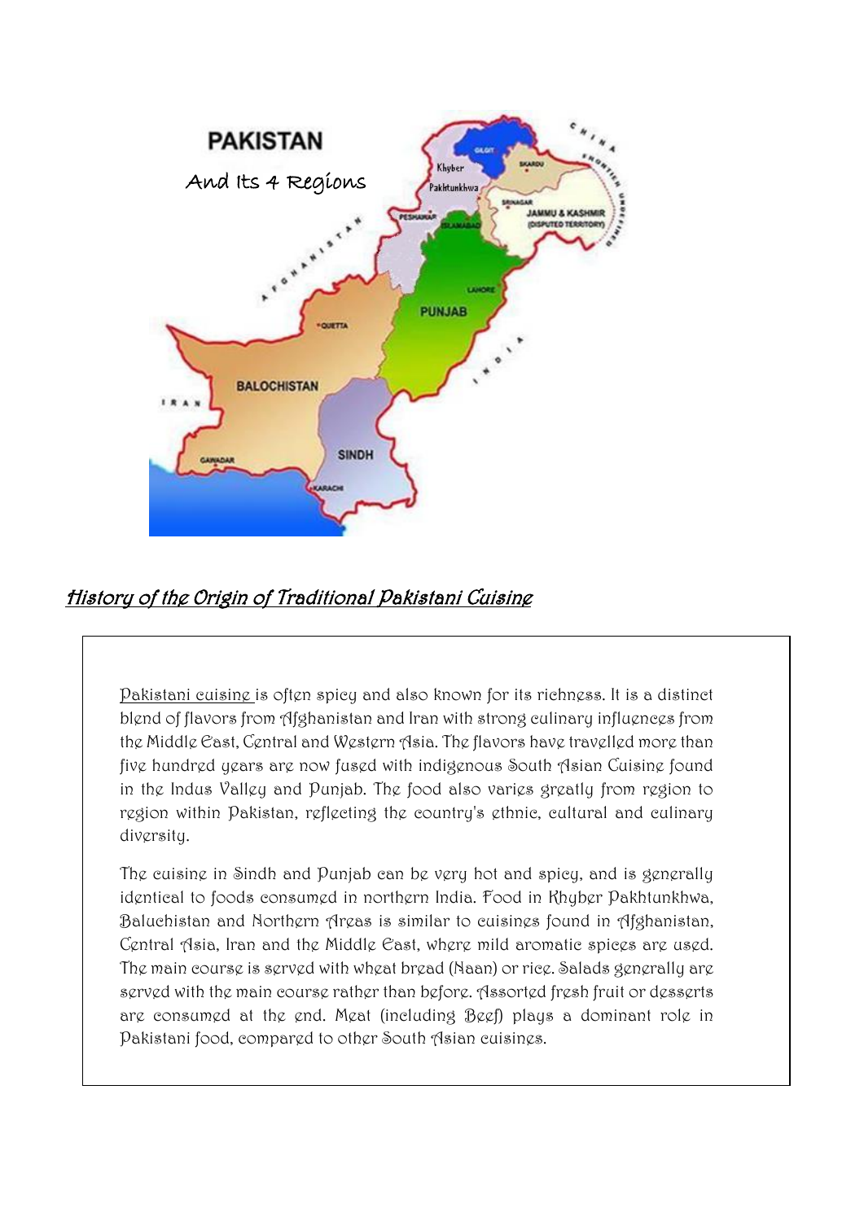## History of the Origin of Traditional Pakistani Cuisine

Pakistani cuisine is often spicy and also known for its richness. It is a distinct blend of flavors from Afghanistan and Iran with strong culinary influences from the Middle East, Central and Western Asia. The flavors have travelled more than five hundred years are now fused with indigenous South Asian Cuisine found in the Indus Valley and Punjab. The food also varies greatly from region to region within Pakistan, reflecting the country's ethnic, cultural and culinary diversity.

The cuisine in Sindh and Punjab can be very hot and spicy, and is generally identical to foods consumed in northern India. Food in Khyber Pakhtunkhwa, Baluchistan and Northern Areas is similar to cuisines found in Afghanistan, Central Asia, Iran and the Middle East, where mild aromatic spices are used. The main course is served with wheat bread (Naan) or rice. Salads generally are served with the main course rather than before. Assorted fresh fruit or desserts are consumed at the end. Meat (including Beef) plays a dominant role in Pakistani food, compared to other South Asian cuisines.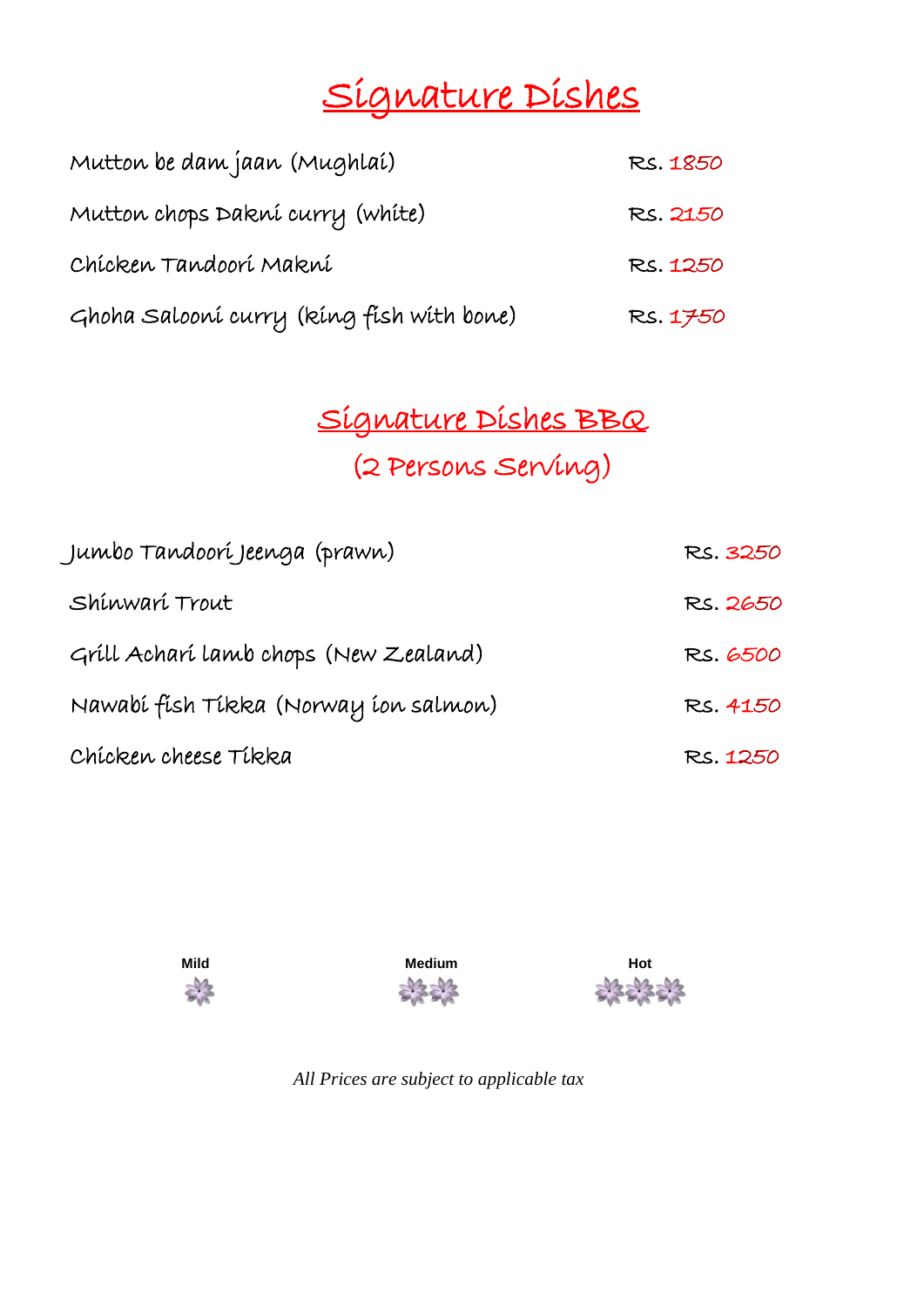# Signature Dishes

| | |
|---|---|
| Mutton be dam jaan (Mughlai) | Rs. 1850 |
| Mutton chops Dakni curry (white) | Rs. 2150 |
| Chicken Tandoori Makni | Rs. 1250 |
| Ghoha Salooni curry (king fish with bone) | Rs. 1750 |

# Signature Dishes BBQ

## (2 Persons Serving)

| | |
|---|---|
| Jumbo Tandoori Jeenga (prawn) | Rs. 3250 |
| Shinwari Trout | Rs. 2650 |
| Grill Achari lamb chops (New Zealand) | Rs. 6500 |
| Nawabi fish Tikka (Norway ion salmon) | Rs. 4150 |
| Chicken cheese Tikka | Rs. 1250 |

**Mild** **Medium** **Hot**

*All Prices are subject to applicable tax*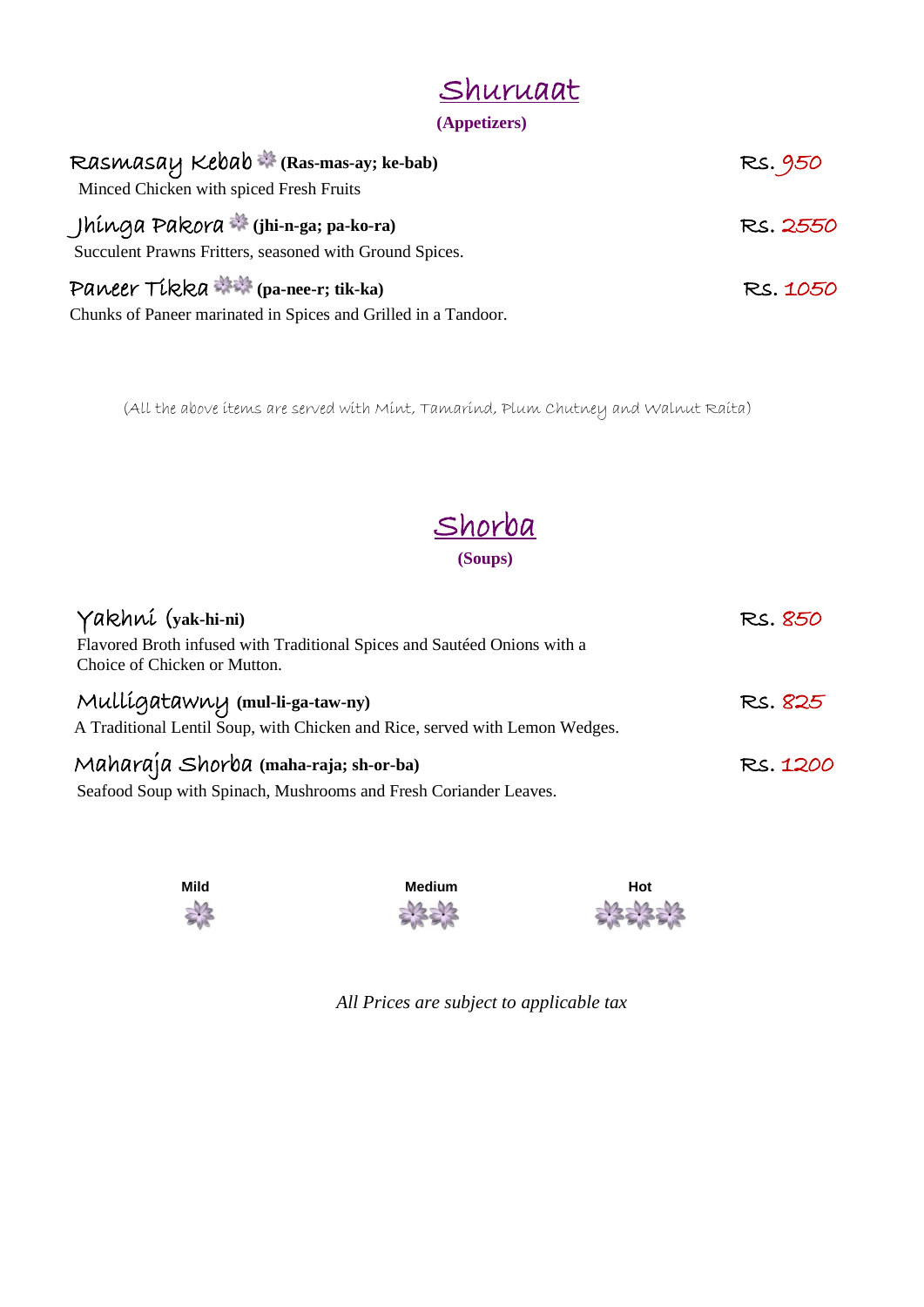## Shuruaat

**(Appetizers)**

**Rasmasay Kebab** ❀ **(Ras-mas-ay; ke-bab)** — Rs. 950
Minced Chicken with spiced Fresh Fruits

**Jhinga Pakora** ❀ **(jhi-n-ga; pa-ko-ra)** — Rs. 2550
Succulent Prawns Fritters, seasoned with Ground Spices.

**Paneer Tikka** ❀❀ **(pa-nee-r; tik-ka)** — Rs. 1050
Chunks of Paneer marinated in Spices and Grilled in a Tandoor.

(All the above items are served with Mint, Tamarind, Plum Chutney and Walnut Raita)

## Shorba

**(Soups)**

**Yakhni (yak-hi-ni)** — Rs. 850
Flavored Broth infused with Traditional Spices and Sautéed Onions with a Choice of Chicken or Mutton.

**Mulligatawny (mul-li-ga-taw-ny)** — Rs. 825
A Traditional Lentil Soup, with Chicken and Rice, served with Lemon Wedges.

**Maharaja Shorba (maha-raja; sh-or-ba)** — Rs. 1200
Seafood Soup with Spinach, Mushrooms and Fresh Coriander Leaves.

| Mild | Medium | Hot |
|---|---|---|
| ❀ | ❀❀ | ❀❀❀ |

*All Prices are subject to applicable tax*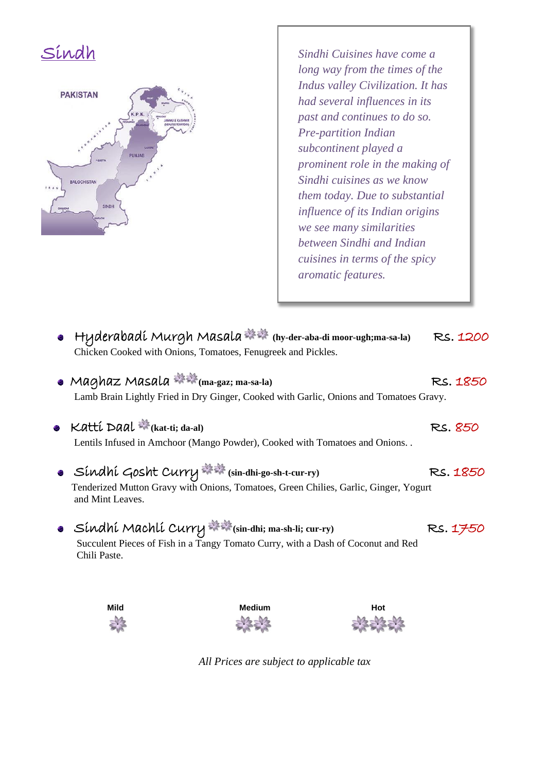# Sindh

*Sindhi Cuisines have come a long way from the times of the Indus valley Civilization. It has had several influences in its past and continues to do so. Pre-partition Indian subcontinent played a prominent role in the making of Sindhi cuisines as we know them today. Due to substantial influence of its Indian origins we see many similarities between Sindhi and Indian cuisines in terms of the spicy aromatic features.*

- **Hyderabadi Murgh Masala** ✿✿ **(hy-der-aba-di moor-ugh;ma-sa-la)** — Rs. 1200
  Chicken Cooked with Onions, Tomatoes, Fenugreek and Pickles.

- **Maghaz Masala** ✿✿ **(ma-gaz; ma-sa-la)** — Rs. 1850
  Lamb Brain Lightly Fried in Dry Ginger, Cooked with Garlic, Onions and Tomatoes Gravy.

- **Katti Daal** ✿ **(kat-ti; da-al)** — Rs. 850
  Lentils Infused in Amchoor (Mango Powder), Cooked with Tomatoes and Onions. .

- **Sindhi Gosht Curry** ✿✿ **(sin-dhi-go-sh-t-cur-ry)** — Rs. 1850
  Tenderized Mutton Gravy with Onions, Tomatoes, Green Chilies, Garlic, Ginger, Yogurt and Mint Leaves.

- **Sindhi Machli Curry** ✿✿ **(sin-dhi; ma-sh-li; cur-ry)** — Rs. 1750
  Succulent Pieces of Fish in a Tangy Tomato Curry, with a Dash of Coconut and Red Chili Paste.

| Mild | Medium | Hot |
|---|---|---|
| ✿ | ✿✿ | ✿✿✿ |

*All Prices are subject to applicable tax*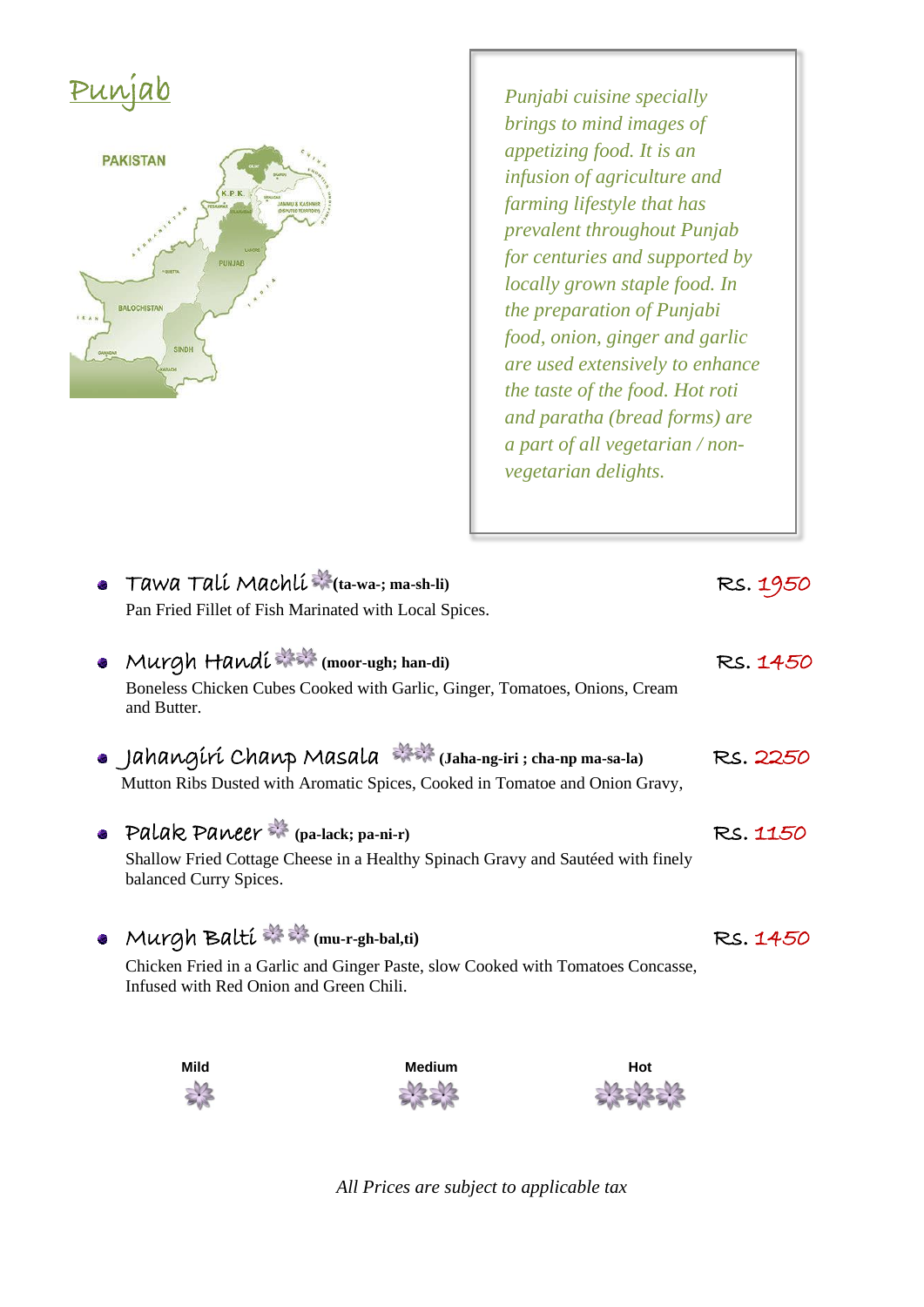# Punjab

*Punjabi cuisine specially brings to mind images of appetizing food. It is an infusion of agriculture and farming lifestyle that has prevalent throughout Punjab for centuries and supported by locally grown staple food. In the preparation of Punjabi food, onion, ginger and garlic are used extensively to enhance the taste of the food. Hot roti and paratha (bread forms) are a part of all vegetarian / non-vegetarian delights.*

- **Tawa Tali Machli** (ta-wa-; ma-sh-li) — Rs. 1950
  Pan Fried Fillet of Fish Marinated with Local Spices.

- **Murgh Handi** (moor-ugh; han-di) — Rs. 1450
  Boneless Chicken Cubes Cooked with Garlic, Ginger, Tomatoes, Onions, Cream and Butter.

- **Jahangiri Chanp Masala** (Jaha-ng-iri ; cha-np ma-sa-la) — Rs. 2250
  Mutton Ribs Dusted with Aromatic Spices, Cooked in Tomatoe and Onion Gravy,

- **Palak Paneer** (pa-lack; pa-ni-r) — Rs. 1150
  Shallow Fried Cottage Cheese in a Healthy Spinach Gravy and Sautéed with finely balanced Curry Spices.

- **Murgh Balti** (mu-r-gh-bal,ti) — Rs. 1450
  Chicken Fried in a Garlic and Ginger Paste, slow Cooked with Tomatoes Concasse, Infused with Red Onion and Green Chili.

| Mild | Medium | Hot |
|---|---|---|

*All Prices are subject to applicable tax*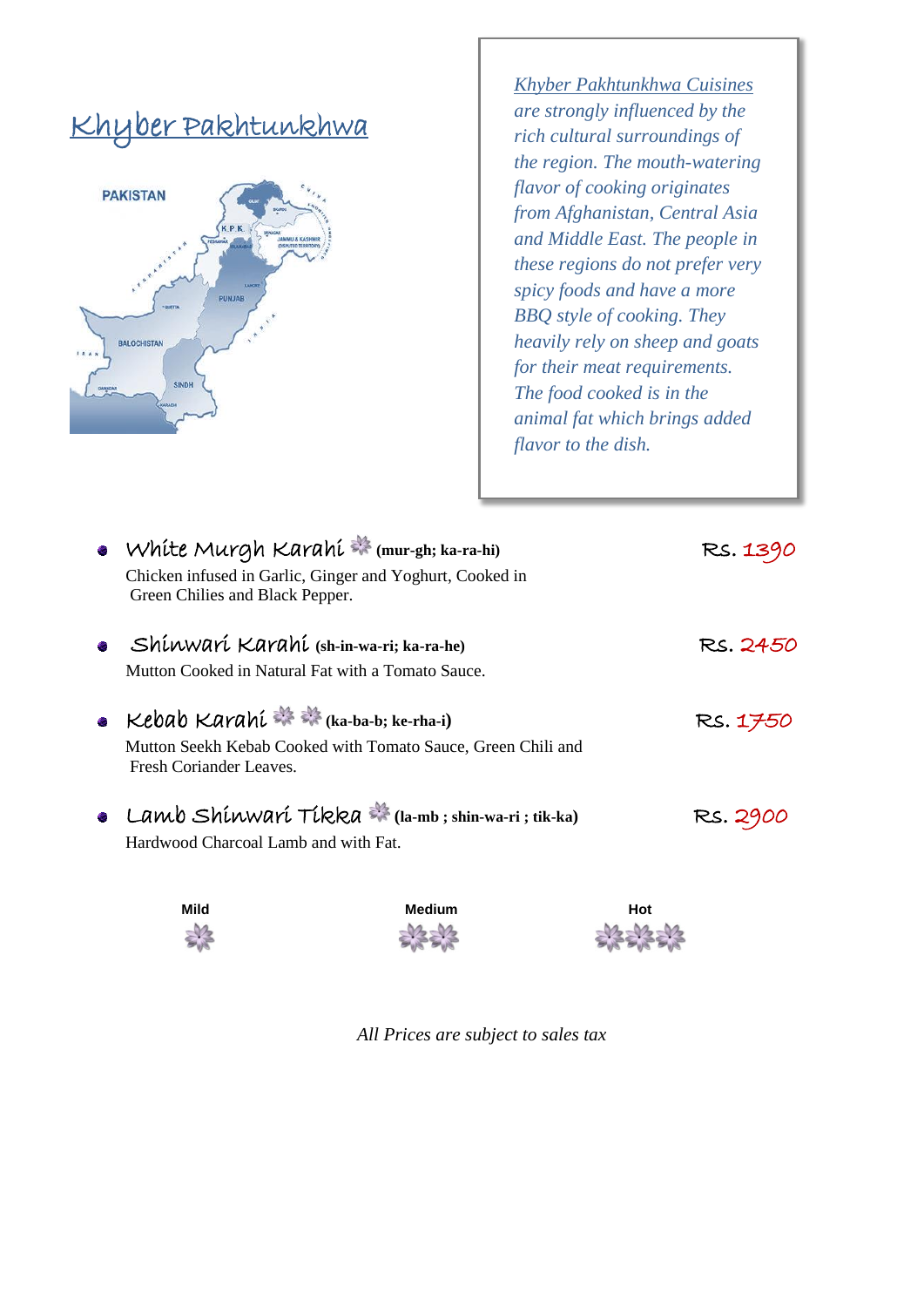# Khyber Pakhtunkhwa

*Khyber Pakhtunkhwa Cuisines are strongly influenced by the rich cultural surroundings of the region. The mouth-watering flavor of cooking originates from Afghanistan, Central Asia and Middle East. The people in these regions do not prefer very spicy foods and have a more BBQ style of cooking. They heavily rely on sheep and goats for their meat requirements. The food cooked is in the animal fat which brings added flavor to the dish.*

- White Murgh Karahi ❀ **(mur-gh; ka-ra-hi)** — Rs. 1390
  Chicken infused in Garlic, Ginger and Yoghurt, Cooked in Green Chilies and Black Pepper.

- Shinwari Karahi **(sh-in-wa-ri; ka-ra-he)** — Rs. 2450
  Mutton Cooked in Natural Fat with a Tomato Sauce.

- Kebab Karahi ❀ ❀ **(ka-ba-b; ke-rha-i)** — Rs. 1750
  Mutton Seekh Kebab Cooked with Tomato Sauce, Green Chili and Fresh Coriander Leaves.

- Lamb Shinwari Tikka ❀ **(la-mb ; shin-wa-ri ; tik-ka)** — Rs. 2900
  Hardwood Charcoal Lamb and with Fat.

| Mild | Medium | Hot |
|---|---|---|
| ❀ | ❀❀ | ❀❀❀ |

*All Prices are subject to sales tax*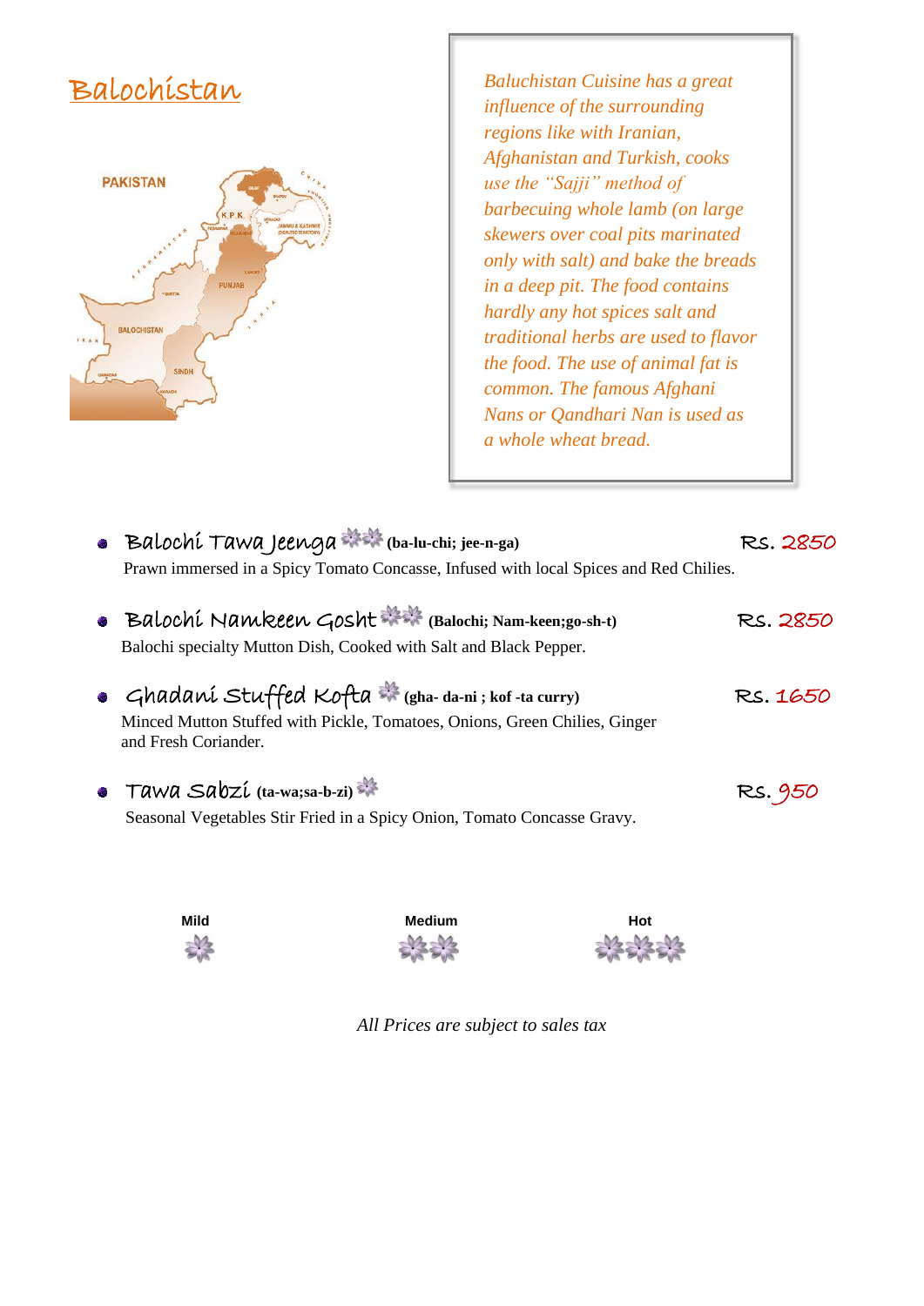# Balochistan

*Baluchistan Cuisine has a great influence of the surrounding regions like with Iranian, Afghanistan and Turkish, cooks use the "Sajji" method of barbecuing whole lamb (on large skewers over coal pits marinated only with salt) and bake the breads in a deep pit. The food contains hardly any hot spices salt and traditional herbs are used to flavor the food. The use of animal fat is common. The famous Afghani Nans or Qandhari Nan is used as a whole wheat bread.*

- **Balochi Tawa Jeenga** ❀❀ **(ba-lu-chi; jee-n-ga)** — Rs. 2850
  Prawn immersed in a Spicy Tomato Concasse, Infused with local Spices and Red Chilies.

- **Balochi Namkeen Gosht** ❀❀ **(Balochi; Nam-keen;go-sh-t)** — Rs. 2850
  Balochi specialty Mutton Dish, Cooked with Salt and Black Pepper.

- **Ghadani Stuffed Kofta** ❀ **(gha- da-ni ; kof -ta curry)** — Rs. 1650
  Minced Mutton Stuffed with Pickle, Tomatoes, Onions, Green Chilies, Ginger and Fresh Coriander.

- **Tawa Sabzi** **(ta-wa;sa-b-zi)** ❀ — Rs. 950
  Seasonal Vegetables Stir Fried in a Spicy Onion, Tomato Concasse Gravy.

| Mild | Medium | Hot |
| --- | --- | --- |
| ❀ | ❀❀ | ❀❀❀ |

*All Prices are subject to sales tax*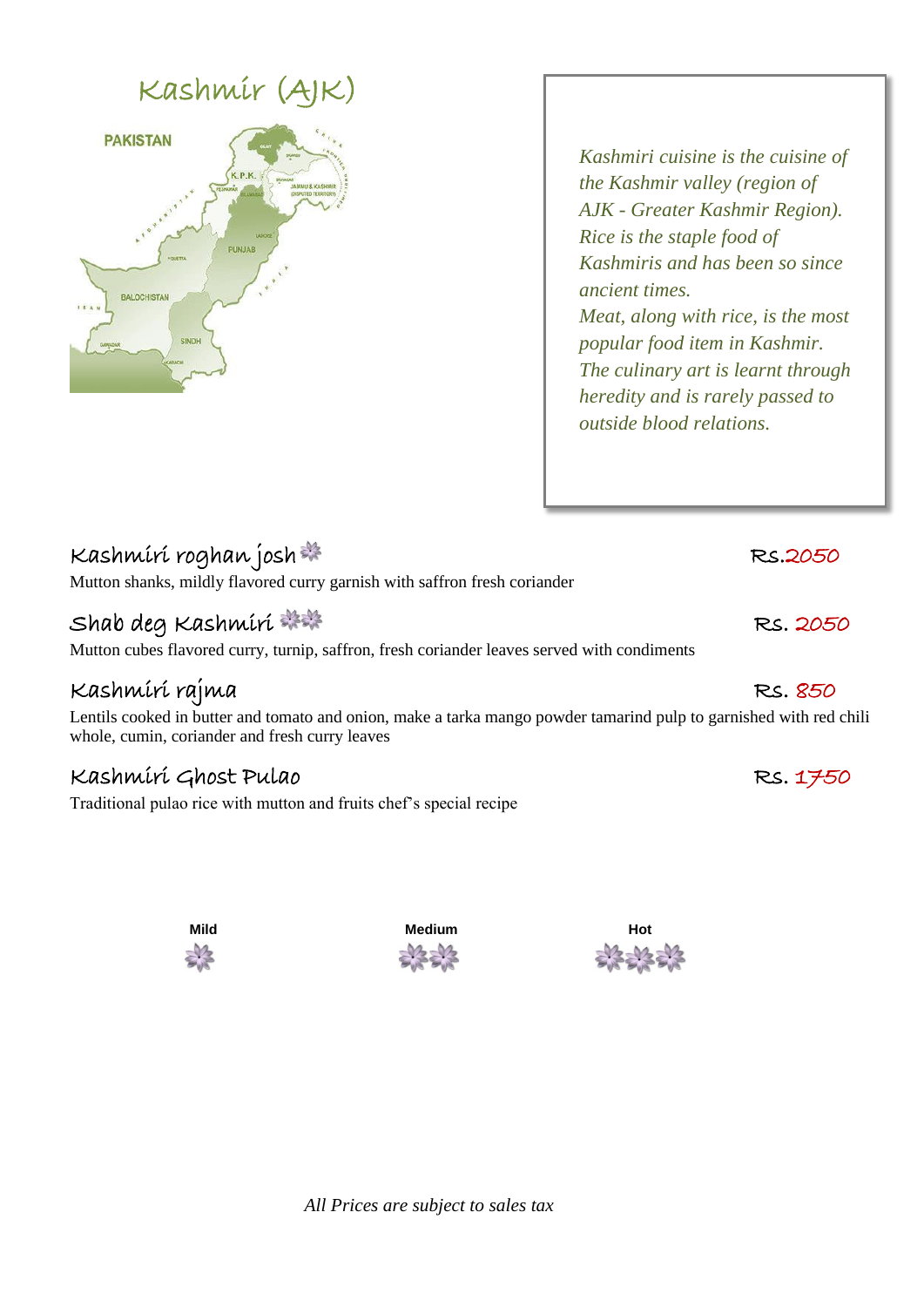# Kashmir (AJK)

*Kashmiri cuisine is the cuisine of the Kashmir valley (region of AJK - Greater Kashmir Region). Rice is the staple food of Kashmiris and has been so since ancient times.*
*Meat, along with rice, is the most popular food item in Kashmir. The culinary art is learnt through heredity and is rarely passed to outside blood relations.*

## Kashmiri roghan josh — Rs.2050

Mutton shanks, mildly flavored curry garnish with saffron fresh coriander

## Shab deg Kashmiri — Rs. 2050

Mutton cubes flavored curry, turnip, saffron, fresh coriander leaves served with condiments

## Kashmiri rajma — Rs. 850

Lentils cooked in butter and tomato and onion, make a tarka mango powder tamarind pulp to garnished with red chili whole, cumin, coriander and fresh curry leaves

## Kashmiri Ghost Pulao — Rs. 1750

Traditional pulao rice with mutton and fruits chef's special recipe

**Mild** **Medium** **Hot**

*All Prices are subject to sales tax*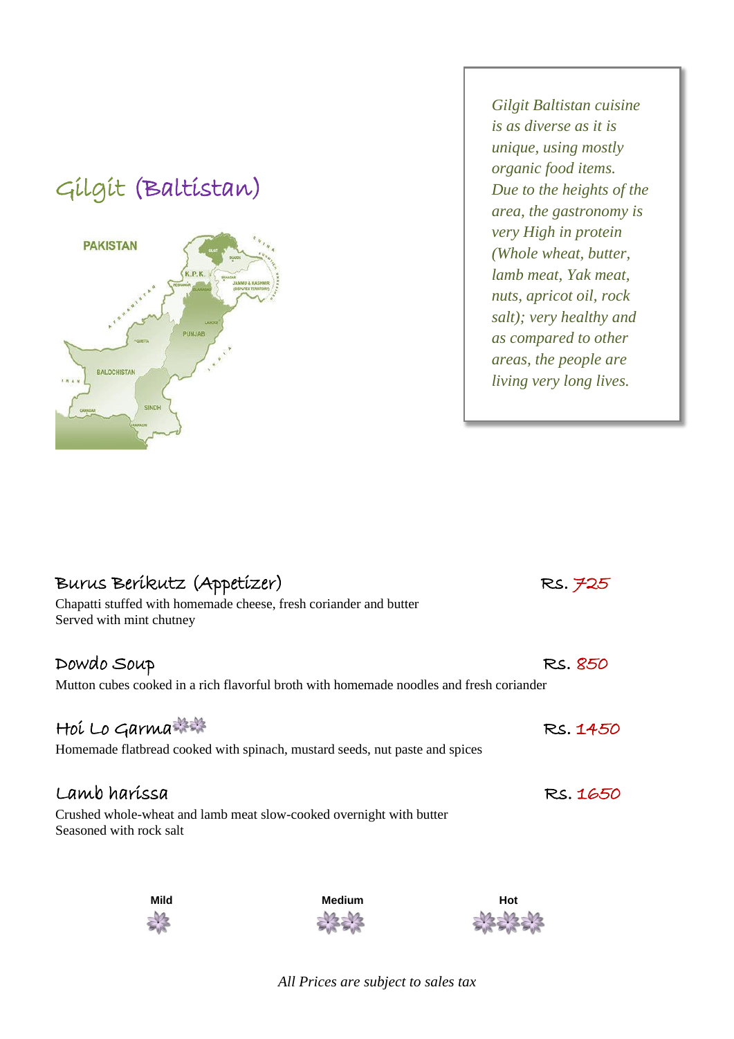# Gilgit (Baltistan)

*Gilgit Baltistan cuisine is as diverse as it is unique, using mostly organic food items. Due to the heights of the area, the gastronomy is very High in protein (Whole wheat, butter, lamb meat, Yak meat, nuts, apricot oil, rock salt); very healthy and as compared to other areas, the people are living very long lives.*

## Burus Berikutz (Appetizer) — Rs. 725

Chapatti stuffed with homemade cheese, fresh coriander and butter
Served with mint chutney

## Dowdo Soup — Rs. 850

Mutton cubes cooked in a rich flavorful broth with homemade noodles and fresh coriander

## Hoi Lo Garma (Medium) — Rs. 1450

Homemade flatbread cooked with spinach, mustard seeds, nut paste and spices

## Lamb harissa — Rs. 1650

Crushed whole-wheat and lamb meat slow-cooked overnight with butter
Seasoned with rock salt

**Mild** (1 flower) **Medium** (2 flowers) **Hot** (3 flowers)

*All Prices are subject to sales tax*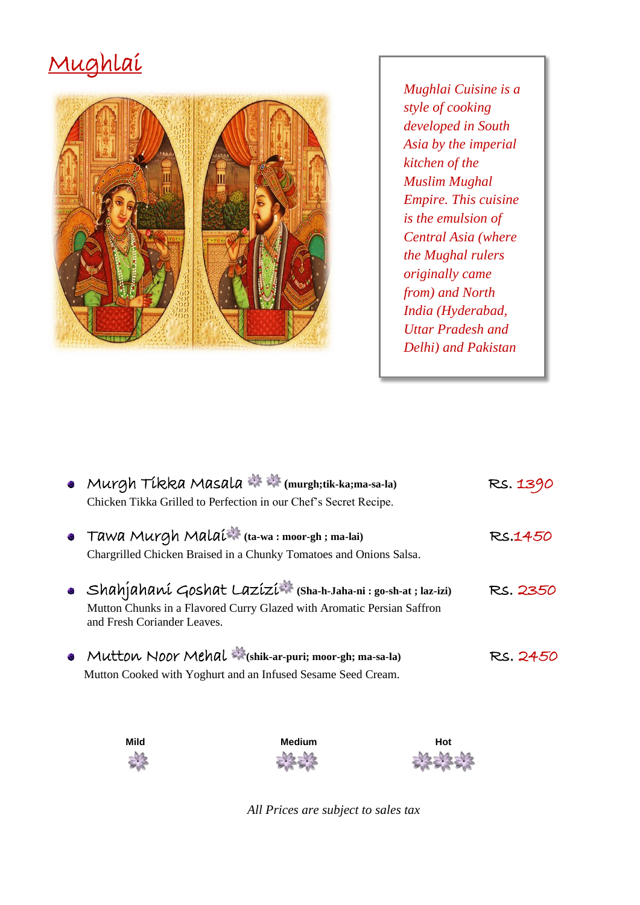# Mughlai

*Mughlai Cuisine is a style of cooking developed in South Asia by the imperial kitchen of the Muslim Mughal Empire. This cuisine is the emulsion of Central Asia (where the Mughal rulers originally came from) and North India (Hyderabad, Uttar Pradesh and Delhi) and Pakistan*

- Murgh Tikka Masala ✻✻ **(murgh;tik-ka;ma-sa-la)** — Rs. 1390
  Chicken Tikka Grilled to Perfection in our Chef's Secret Recipe.

- Tawa Murgh Malai ✻ **(ta-wa : moor-gh ; ma-lai)** — Rs.1450
  Chargrilled Chicken Braised in a Chunky Tomatoes and Onions Salsa.

- Shahjahani Goshat Lazizi ✻ **(Sha-h-Jaha-ni : go-sh-at ; laz-izi)** — Rs. 2350
  Mutton Chunks in a Flavored Curry Glazed with Aromatic Persian Saffron and Fresh Coriander Leaves.

- Mutton Noor Mehal ✻ **(shik-ar-puri; moor-gh; ma-sa-la)** — Rs. 2450
  Mutton Cooked with Yoghurt and an Infused Sesame Seed Cream.

| Mild | Medium | Hot |
|---|---|---|
| ✻ | ✻✻ | ✻✻✻ |

*All Prices are subject to sales tax*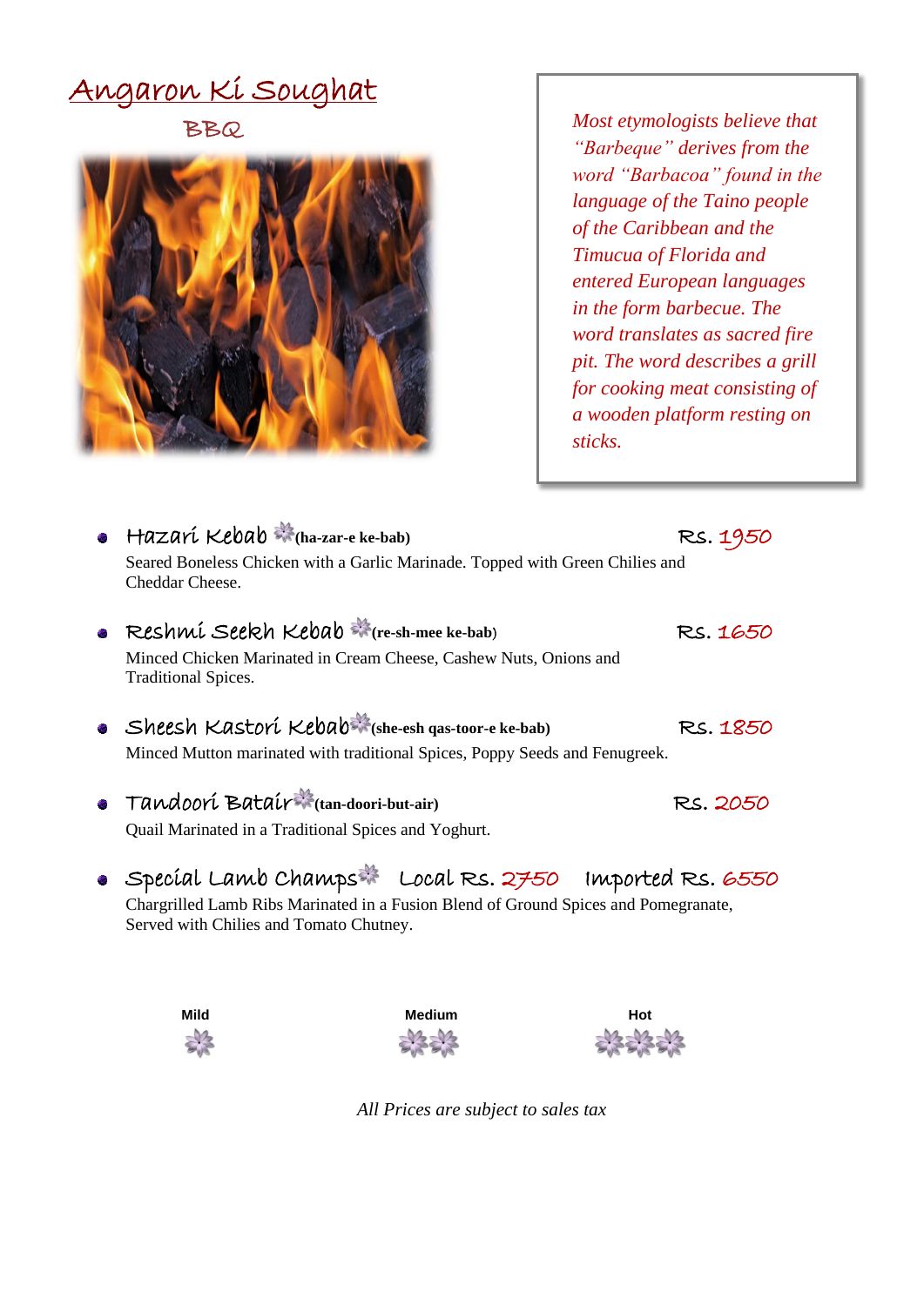# Angaron Ki Soughat

## BBQ

*Most etymologists believe that "Barbeque" derives from the word "Barbacoa" found in the language of the Taino people of the Caribbean and the Timucua of Florida and entered European languages in the form barbecue. The word translates as sacred fire pit. The word describes a grill for cooking meat consisting of a wooden platform resting on sticks.*

- **Hazari Kebab** ✲ **(ha-zar-e ke-bab)** Rs. 1950
  Seared Boneless Chicken with a Garlic Marinade. Topped with Green Chilies and Cheddar Cheese.

- **Reshmi Seekh Kebab** ✲ **(re-sh-mee ke-bab)** Rs. 1650
  Minced Chicken Marinated in Cream Cheese, Cashew Nuts, Onions and Traditional Spices.

- **Sheesh Kastori Kebab** ✲ **(she-esh qas-toor-e ke-bab)** Rs. 1850
  Minced Mutton marinated with traditional Spices, Poppy Seeds and Fenugreek.

- **Tandoori Batair** ✲ **(tan-doori-but-air)** Rs. 2050
  Quail Marinated in a Traditional Spices and Yoghurt.

- **Special Lamb Champs** ✲ Local Rs. 2750 Imported Rs. 6550
  Chargrilled Lamb Ribs Marinated in a Fusion Blend of Ground Spices and Pomegranate, Served with Chilies and Tomato Chutney.

| Mild | Medium | Hot |
|---|---|---|
| ✲ | ✲✲ | ✲✲✲ |

*All Prices are subject to sales tax*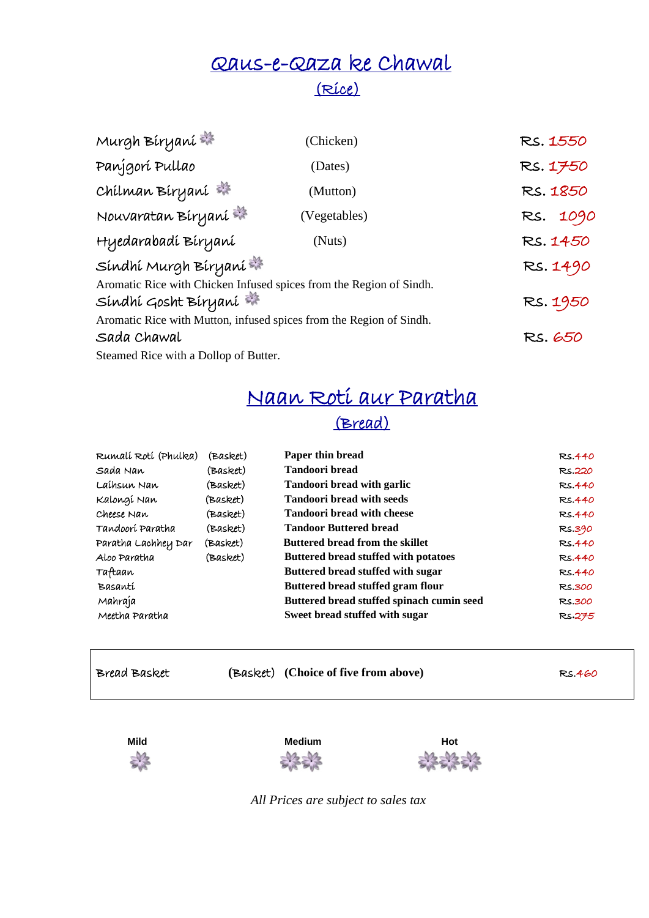# Qaus-e-Qaza ke Chawal

## (Rice)

| | | |
|---|---|---|
| Murgh Biryani ❀ | (Chicken) | Rs. 1550 |
| Panjgori Pullao | (Dates) | Rs. 1750 |
| Chilman Biryani ❀ | (Mutton) | Rs. 1850 |
| Nouvaratan Biryani ❀ | (Vegetables) | Rs. 1090 |
| Hyedarabadi Biryani | (Nuts) | Rs. 1450 |

Sindhi Murgh Biryani ❀ — Rs. 1490

Aromatic Rice with Chicken Infused spices from the Region of Sindh.

Sindhi Gosht Biryani ❀ — Rs. 1950

Aromatic Rice with Mutton, infused spices from the Region of Sindh.

Sada Chawal — Rs. 650

Steamed Rice with a Dollop of Butter.

# Naan Roti aur Paratha

## (Bread)

| | | | |
|---|---|---|---|
| Rumali Roti (Phulka) | (Basket) | **Paper thin bread** | Rs.440 |
| Sada Nan | (Basket) | **Tandoori bread** | Rs.220 |
| Laihsun Nan | (Basket) | **Tandoori bread with garlic** | Rs.440 |
| Kalongi Nan | (Basket) | **Tandoori bread with seeds** | Rs.440 |
| Cheese Nan | (Basket) | **Tandoori bread with cheese** | Rs.440 |
| Tandoori Paratha | (Basket) | **Tandoor Buttered bread** | Rs.390 |
| Paratha Lachhey Dar | (Basket) | **Buttered bread from the skillet** | Rs.440 |
| Aloo Paratha | (Basket) | **Buttered bread stuffed with potatoes** | Rs.440 |
| Taftaan | | **Buttered bread stuffed with sugar** | Rs.440 |
| Basanti | | **Buttered bread stuffed gram flour** | Rs.300 |
| Mahraja | | **Buttered bread stuffed spinach cumin seed** | Rs.300 |
| Meetha Paratha | | **Sweet bread stuffed with sugar** | Rs.275 |

| | | | |
|---|---|---|---|
| Bread Basket | (Basket) | **(Choice of five from above)** | Rs.460 |

**Mild** ❀ **Medium** ❀❀ **Hot** ❀❀❀

*All Prices are subject to sales tax*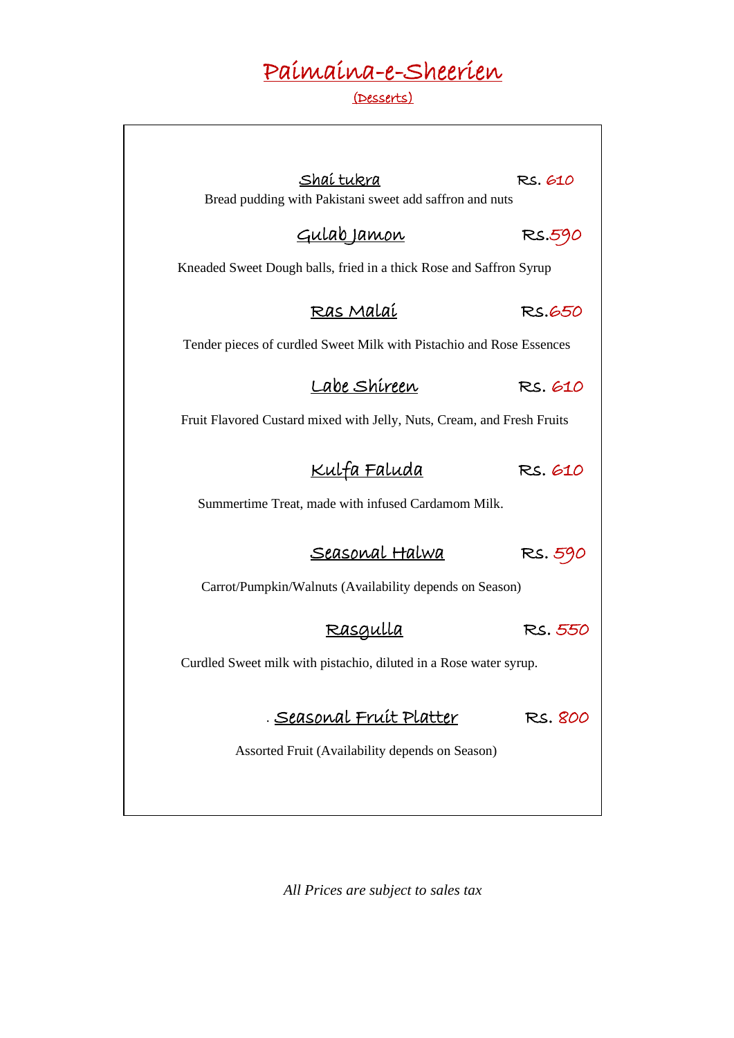# Paimaina-e-Sheerien

## (Desserts)

**Shai tukra** — Rs. 610

Bread pudding with Pakistani sweet add saffron and nuts

**Gulab Jamon** — Rs.590

Kneaded Sweet Dough balls, fried in a thick Rose and Saffron Syrup

**Ras Malai** — Rs.650

Tender pieces of curdled Sweet Milk with Pistachio and Rose Essences

**Labe Shireen** — Rs. 610

Fruit Flavored Custard mixed with Jelly, Nuts, Cream, and Fresh Fruits

**Kulfa Faluda** — Rs. 610

Summertime Treat, made with infused Cardamom Milk.

**Seasonal Halwa** — Rs. 590

Carrot/Pumpkin/Walnuts (Availability depends on Season)

**Rasgulla** — Rs. 550

Curdled Sweet milk with pistachio, diluted in a Rose water syrup.

. **Seasonal Fruit Platter** — Rs. 800

Assorted Fruit (Availability depends on Season)

*All Prices are subject to sales tax*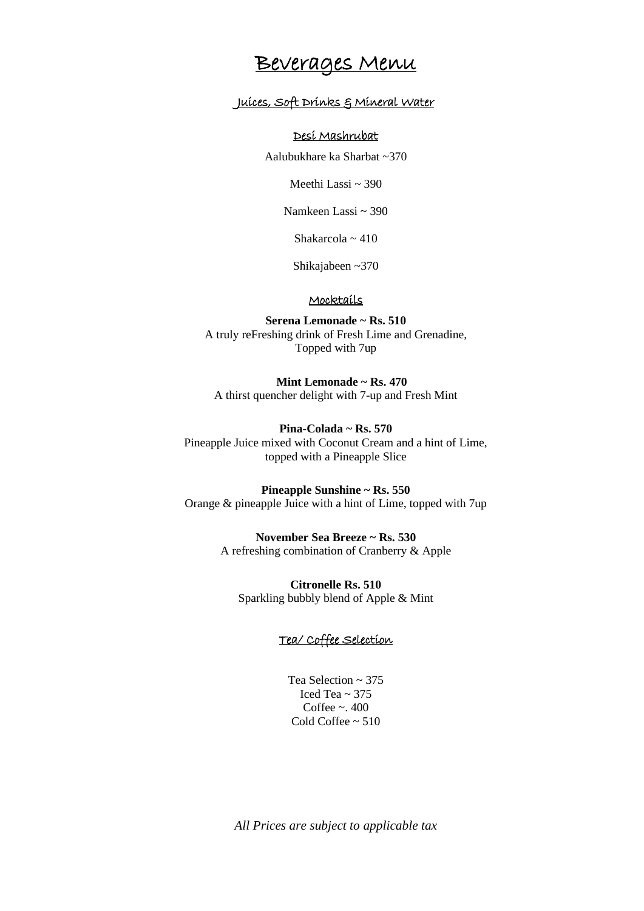# Beverages Menu

## Juices, Soft Drinks & Mineral Water

### Desi Mashrubat

Aalubukhare ka Sharbat ~370

Meethi Lassi ~ 390

Namkeen Lassi ~ 390

Shakarcola ~ 410

Shikajabeen ~370

### Mocktails

**Serena Lemonade ~ Rs. 510**
A truly reFreshing drink of Fresh Lime and Grenadine,
Topped with 7up

**Mint Lemonade ~ Rs. 470**
A thirst quencher delight with 7-up and Fresh Mint

**Pina-Colada ~ Rs. 570**
Pineapple Juice mixed with Coconut Cream and a hint of Lime,
topped with a Pineapple Slice

**Pineapple Sunshine ~ Rs. 550**
Orange & pineapple Juice with a hint of Lime, topped with 7up

**November Sea Breeze ~ Rs. 530**
A refreshing combination of Cranberry & Apple

**Citronelle Rs. 510**
Sparkling bubbly blend of Apple & Mint

### Tea/ Coffee Selection

Tea Selection ~ 375
Iced Tea ~ 375
Coffee ~. 400
Cold Coffee ~ 510

*All Prices are subject to applicable tax*